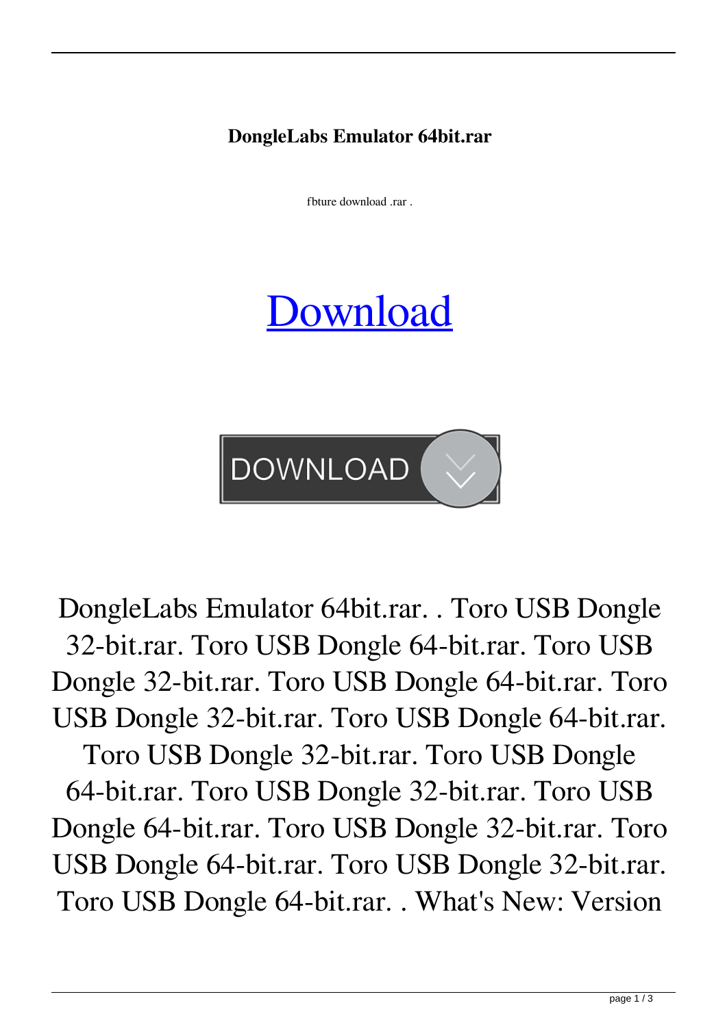**DongleLabs Emulator 64bit.rar**

fbture download .rar .

Download

DOWNLOAD

DongleLabs Emulator 64bit.rar. . Toro USB Dongle 32-bit.rar. Toro USB Dongle 64-bit.rar. Toro USB Dongle 32-bit.rar. Toro USB Dongle 64-bit.rar. Toro USB Dongle 32-bit.rar. Toro USB Dongle 64-bit.rar. Toro USB Dongle 32-bit.rar. Toro USB Dongle 64-bit.rar. Toro USB Dongle 32-bit.rar. Toro USB Dongle 64-bit.rar. Toro USB Dongle 32-bit.rar. Toro USB Dongle 64-bit.rar. Toro USB Dongle 32-bit.rar. Toro USB Dongle 64-bit.rar. . What's New: Version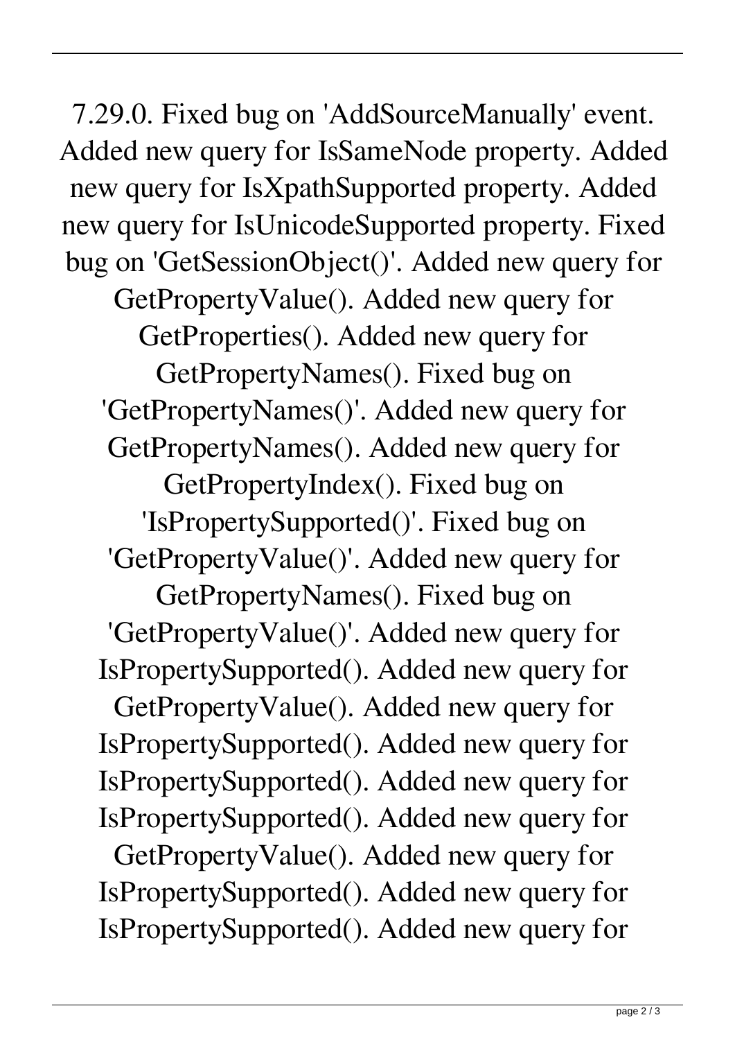7.29.0. Fixed bug on 'AddSourceManually' event. Added new query for IsSameNode property. Added new query for IsXpathSupported property. Added new query for IsUnicodeSupported property. Fixed bug on 'GetSessionObject()'. Added new query for GetPropertyValue(). Added new query for GetProperties(). Added new query for GetPropertyNames(). Fixed bug on 'GetPropertyNames()'. Added new query for GetPropertyNames(). Added new query for GetPropertyIndex(). Fixed bug on 'IsPropertySupported()'. Fixed bug on 'GetPropertyValue()'. Added new query for GetPropertyNames(). Fixed bug on 'GetPropertyValue()'. Added new query for IsPropertySupported(). Added new query for GetPropertyValue(). Added new query for IsPropertySupported(). Added new query for IsPropertySupported(). Added new query for IsPropertySupported(). Added new query for GetPropertyValue(). Added new query for IsPropertySupported(). Added new query for IsPropertySupported(). Added new query for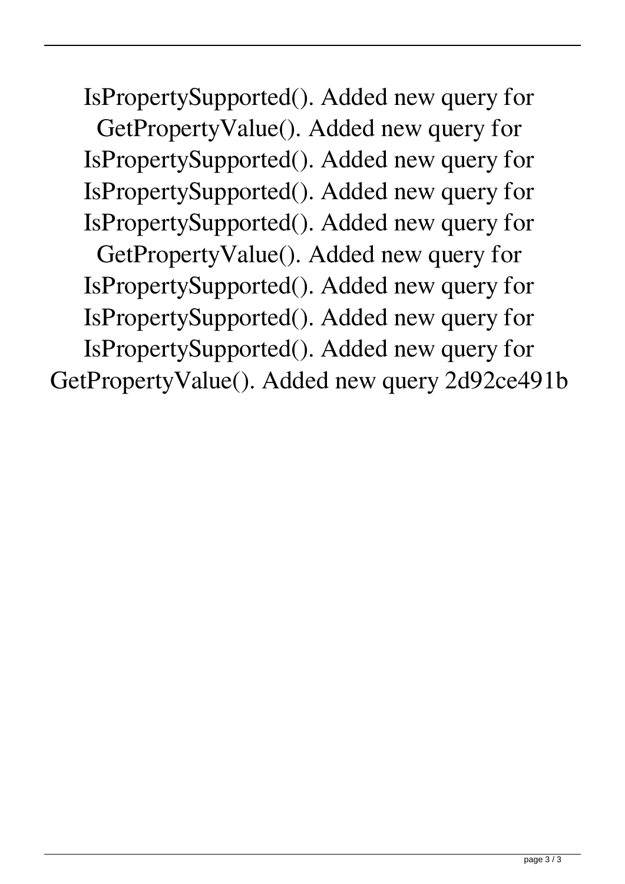IsPropertySupported(). Added new query for GetPropertyValue(). Added new query for IsPropertySupported(). Added new query for IsPropertySupported(). Added new query for IsPropertySupported(). Added new query for GetPropertyValue(). Added new query for IsPropertySupported(). Added new query for IsPropertySupported(). Added new query for IsPropertySupported(). Added new query for GetPropertyValue(). Added new query 2d92ce491b